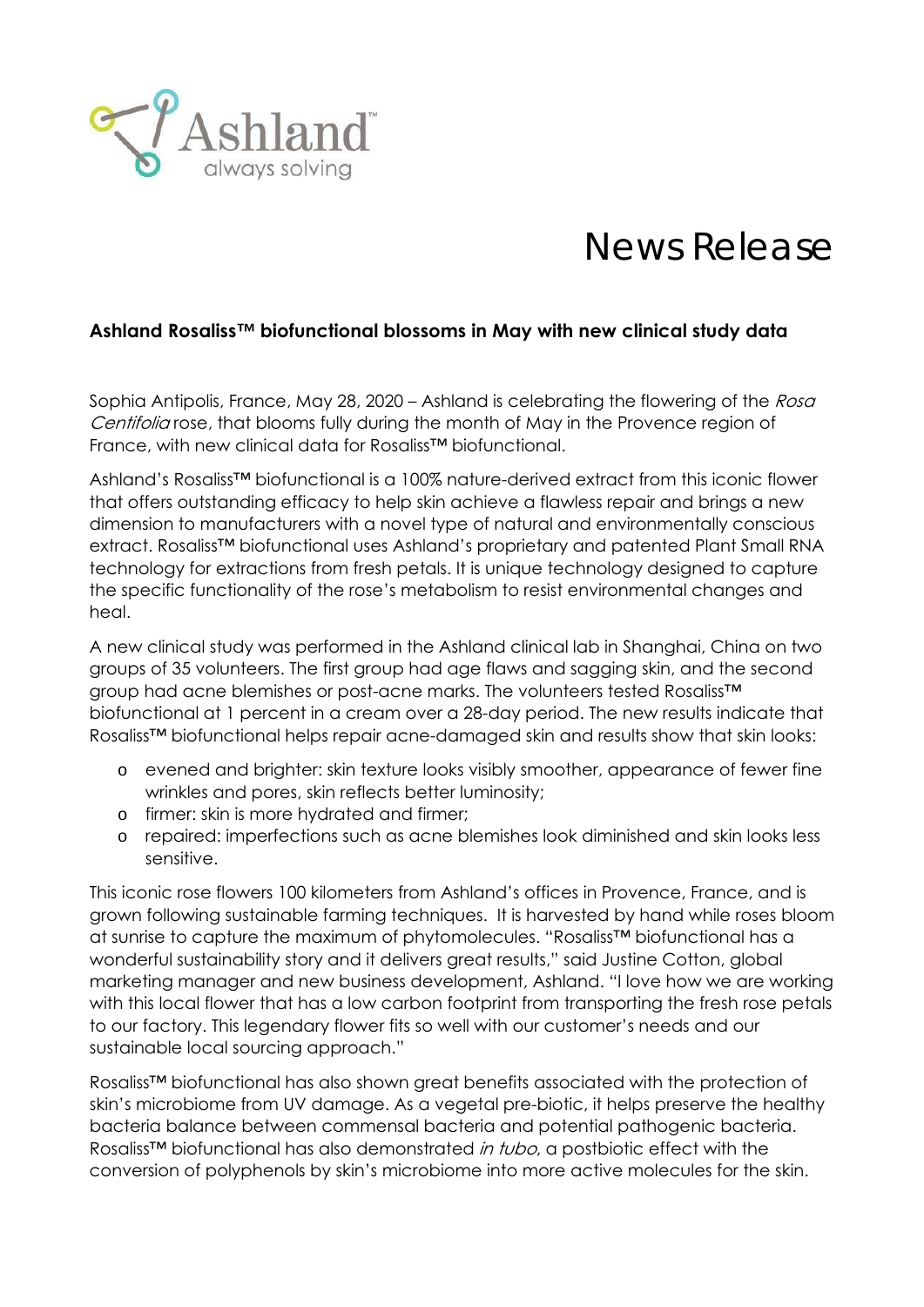Ashland™
always solving

# News Release

**Ashland Rosaliss™ biofunctional blossoms in May with new clinical study data**

Sophia Antipolis, France, May 28, 2020 – Ashland is celebrating the flowering of the *Rosa Centifolia* rose, that blooms fully during the month of May in the Provence region of France, with new clinical data for Rosaliss™ biofunctional.

Ashland's Rosaliss™ biofunctional is a 100% nature-derived extract from this iconic flower that offers outstanding efficacy to help skin achieve a flawless repair and brings a new dimension to manufacturers with a novel type of natural and environmentally conscious extract. Rosaliss™ biofunctional uses Ashland's proprietary and patented Plant Small RNA technology for extractions from fresh petals. It is unique technology designed to capture the specific functionality of the rose's metabolism to resist environmental changes and heal.

A new clinical study was performed in the Ashland clinical lab in Shanghai, China on two groups of 35 volunteers. The first group had age flaws and sagging skin, and the second group had acne blemishes or post-acne marks. The volunteers tested Rosaliss™ biofunctional at 1 percent in a cream over a 28-day period. The new results indicate that Rosaliss™ biofunctional helps repair acne-damaged skin and results show that skin looks:

- evened and brighter: skin texture looks visibly smoother, appearance of fewer fine wrinkles and pores, skin reflects better luminosity;
- firmer: skin is more hydrated and firmer;
- repaired: imperfections such as acne blemishes look diminished and skin looks less sensitive.

This iconic rose flowers 100 kilometers from Ashland's offices in Provence, France, and is grown following sustainable farming techniques. It is harvested by hand while roses bloom at sunrise to capture the maximum of phytomolecules. "Rosaliss™ biofunctional has a wonderful sustainability story and it delivers great results," said Justine Cotton, global marketing manager and new business development, Ashland. "I love how we are working with this local flower that has a low carbon footprint from transporting the fresh rose petals to our factory. This legendary flower fits so well with our customer's needs and our sustainable local sourcing approach."

Rosaliss™ biofunctional has also shown great benefits associated with the protection of skin's microbiome from UV damage. As a vegetal pre-biotic, it helps preserve the healthy bacteria balance between commensal bacteria and potential pathogenic bacteria. Rosaliss™ biofunctional has also demonstrated *in tubo*, a postbiotic effect with the conversion of polyphenols by skin's microbiome into more active molecules for the skin.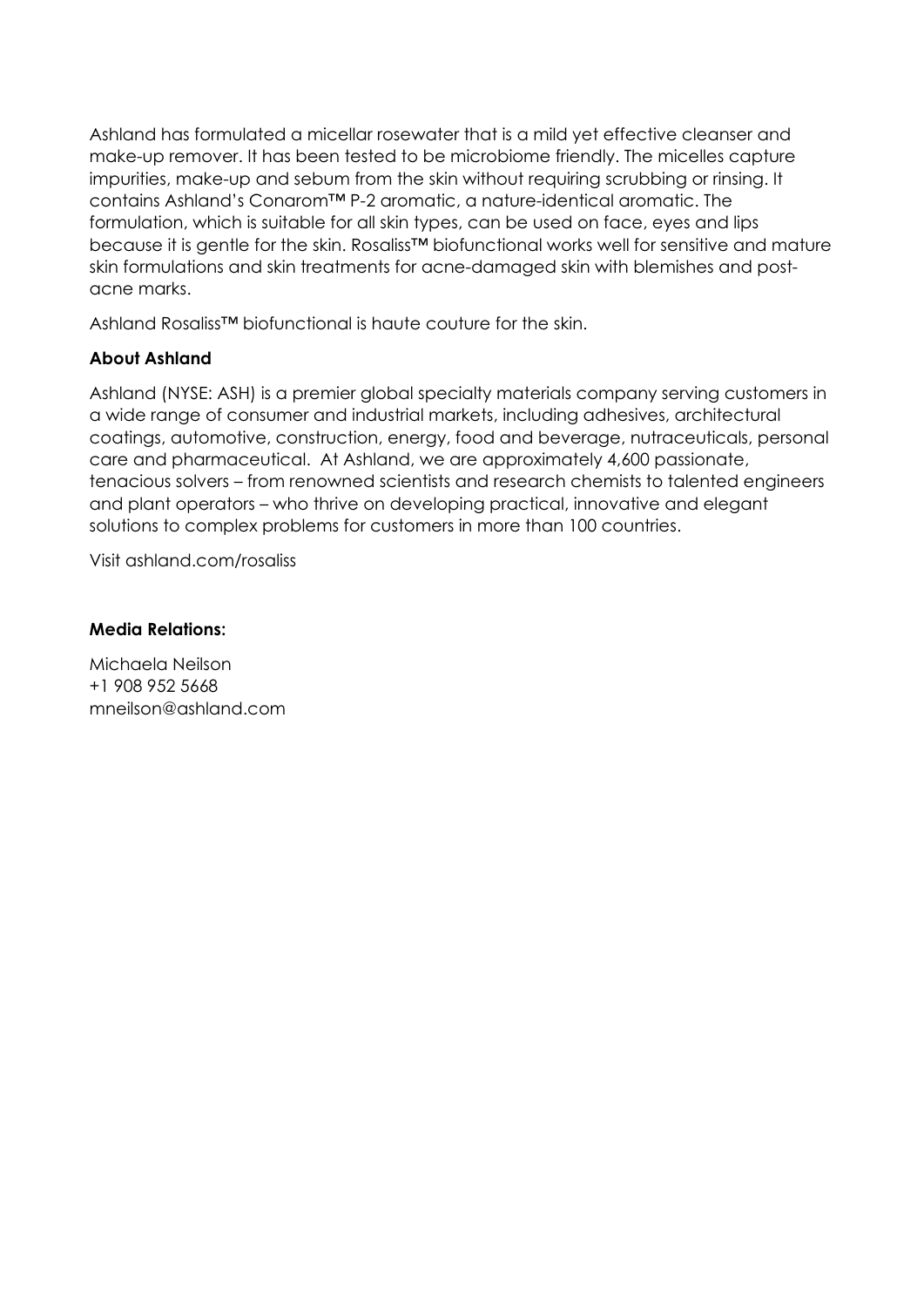Ashland has formulated a micellar rosewater that is a mild yet effective cleanser and make-up remover. It has been tested to be microbiome friendly. The micelles capture impurities, make-up and sebum from the skin without requiring scrubbing or rinsing. It contains Ashland's Conarom™ P-2 aromatic, a nature-identical aromatic. The formulation, which is suitable for all skin types, can be used on face, eyes and lips because it is gentle for the skin. Rosaliss™ biofunctional works well for sensitive and mature skin formulations and skin treatments for acne-damaged skin with blemishes and post-acne marks.

Ashland Rosaliss™ biofunctional is haute couture for the skin.

**About Ashland**

Ashland (NYSE: ASH) is a premier global specialty materials company serving customers in a wide range of consumer and industrial markets, including adhesives, architectural coatings, automotive, construction, energy, food and beverage, nutraceuticals, personal care and pharmaceutical. At Ashland, we are approximately 4,600 passionate, tenacious solvers – from renowned scientists and research chemists to talented engineers and plant operators – who thrive on developing practical, innovative and elegant solutions to complex problems for customers in more than 100 countries.

Visit ashland.com/rosaliss

**Media Relations:**

Michaela Neilson
+1 908 952 5668
mneilson@ashland.com